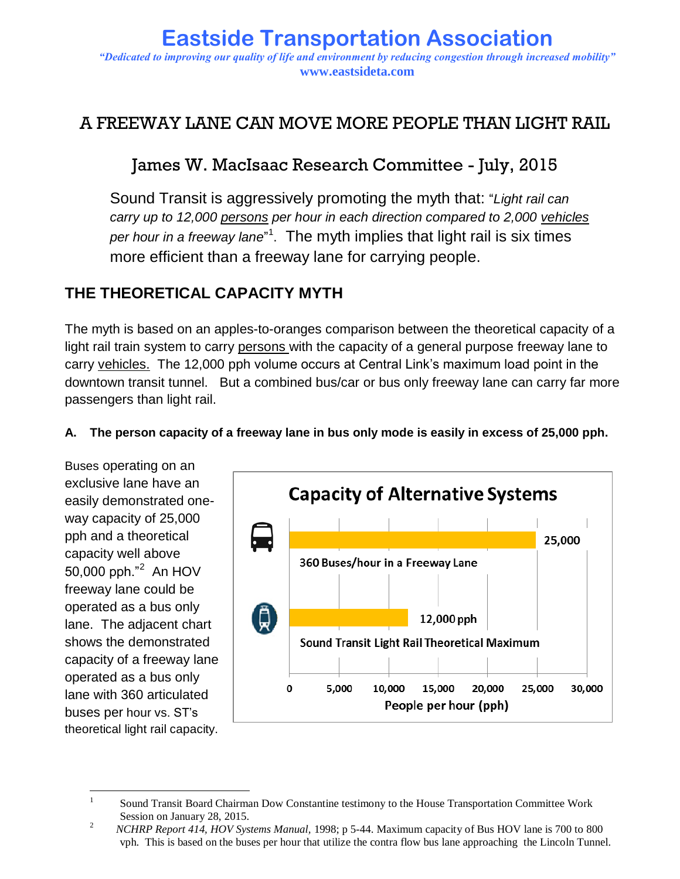# Eastside Transportation Association

*"Dedicated to improving our quality of life and environment by reducing congestion through increased mobility"*

**www.eastsideta.com**

## A FREEWAY LANE CAN MOVE MORE PEOPLE THAN LIGHT RAIL

### James W. MacIsaac Research Committee - July, 2015

Sound Transit is aggressively promoting the myth that: "*Light rail can carry up to 12,000 persons per hour in each direction compared to 2,000 vehicles per hour in a freeway lane*"[1]. The myth implies that light rail is six times more efficient than a freeway lane for carrying people.

## THE THEORETICAL CAPACITY MYTH

The myth is based on an apples-to-oranges comparison between the theoretical capacity of a light rail train system to carry persons with the capacity of a general purpose freeway lane to carry vehicles. The 12,000 pph volume occurs at Central Link's maximum load point in the downtown transit tunnel. But a combined bus/car or bus only freeway lane can carry far more passengers than light rail.

**A. The person capacity of a freeway lane in bus only mode is easily in excess of 25,000 pph.**

Buses operating on an exclusive lane have an easily demonstrated one-way capacity of 25,000 pph and a theoretical capacity well above 50,000 pph."[2] An HOV freeway lane could be operated as a bus only lane. The adjacent chart shows the demonstrated capacity of a freeway lane operated as a bus only lane with 360 articulated buses per hour vs. ST's theoretical light rail capacity.

**Capacity of Alternative Systems**

| System | People per hour (pph) |
|---|---|
| 360 Buses/hour in a Freeway Lane | 25,000 |
| Sound Transit Light Rail Theoretical Maximum | 12,000 pph |

---

[1] Sound Transit Board Chairman Dow Constantine testimony to the House Transportation Committee Work Session on January 28, 2015.

[2] *NCHRP Report 414, HOV Systems Manual,* 1998; p 5-44. Maximum capacity of Bus HOV lane is 700 to 800 vph. This is based on the buses per hour that utilize the contra flow bus lane approaching the Lincoln Tunnel.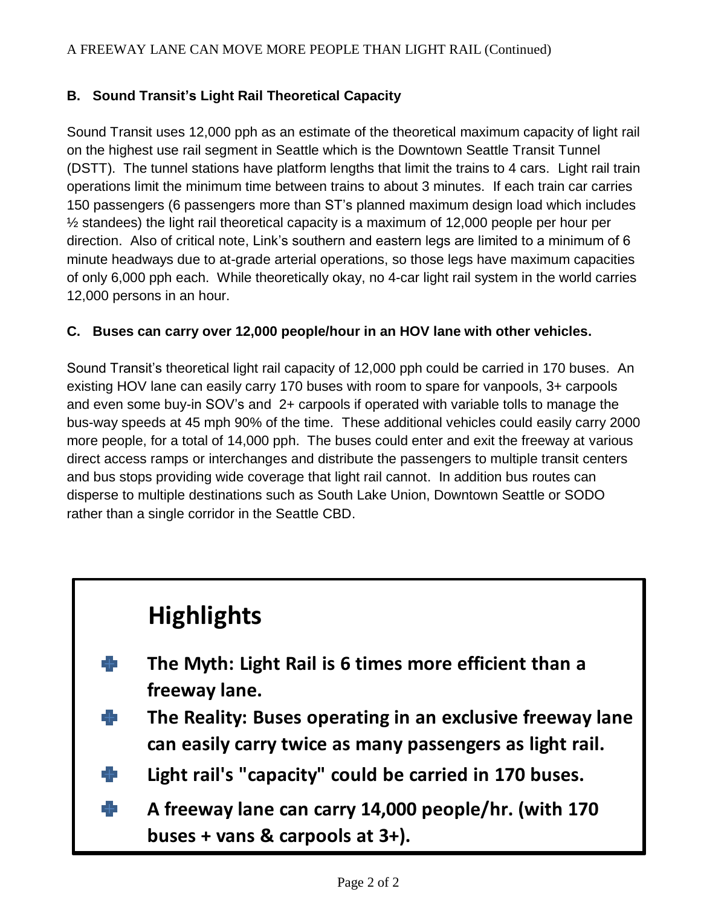A FREEWAY LANE CAN MOVE MORE PEOPLE THAN LIGHT RAIL (Continued)

### B. Sound Transit's Light Rail Theoretical Capacity

Sound Transit uses 12,000 pph as an estimate of the theoretical maximum capacity of light rail on the highest use rail segment in Seattle which is the Downtown Seattle Transit Tunnel (DSTT). The tunnel stations have platform lengths that limit the trains to 4 cars. Light rail train operations limit the minimum time between trains to about 3 minutes. If each train car carries 150 passengers (6 passengers more than ST's planned maximum design load which includes ½ standees) the light rail theoretical capacity is a maximum of 12,000 people per hour per direction. Also of critical note, Link's southern and eastern legs are limited to a minimum of 6 minute headways due to at-grade arterial operations, so those legs have maximum capacities of only 6,000 pph each. While theoretically okay, no 4-car light rail system in the world carries 12,000 persons in an hour.

### C. Buses can carry over 12,000 people/hour in an HOV lane with other vehicles.

Sound Transit's theoretical light rail capacity of 12,000 pph could be carried in 170 buses. An existing HOV lane can easily carry 170 buses with room to spare for vanpools, 3+ carpools and even some buy-in SOV's and 2+ carpools if operated with variable tolls to manage the bus-way speeds at 45 mph 90% of the time. These additional vehicles could easily carry 2000 more people, for a total of 14,000 pph. The buses could enter and exit the freeway at various direct access ramps or interchanges and distribute the passengers to multiple transit centers and bus stops providing wide coverage that light rail cannot. In addition bus routes can disperse to multiple destinations such as South Lake Union, Downtown Seattle or SODO rather than a single corridor in the Seattle CBD.

## Highlights

- **The Myth: Light Rail is 6 times more efficient than a freeway lane.**
- **The Reality: Buses operating in an exclusive freeway lane can easily carry twice as many passengers as light rail.**
- **Light rail's "capacity" could be carried in 170 buses.**
- **A freeway lane can carry 14,000 people/hr. (with 170 buses + vans & carpools at 3+).**